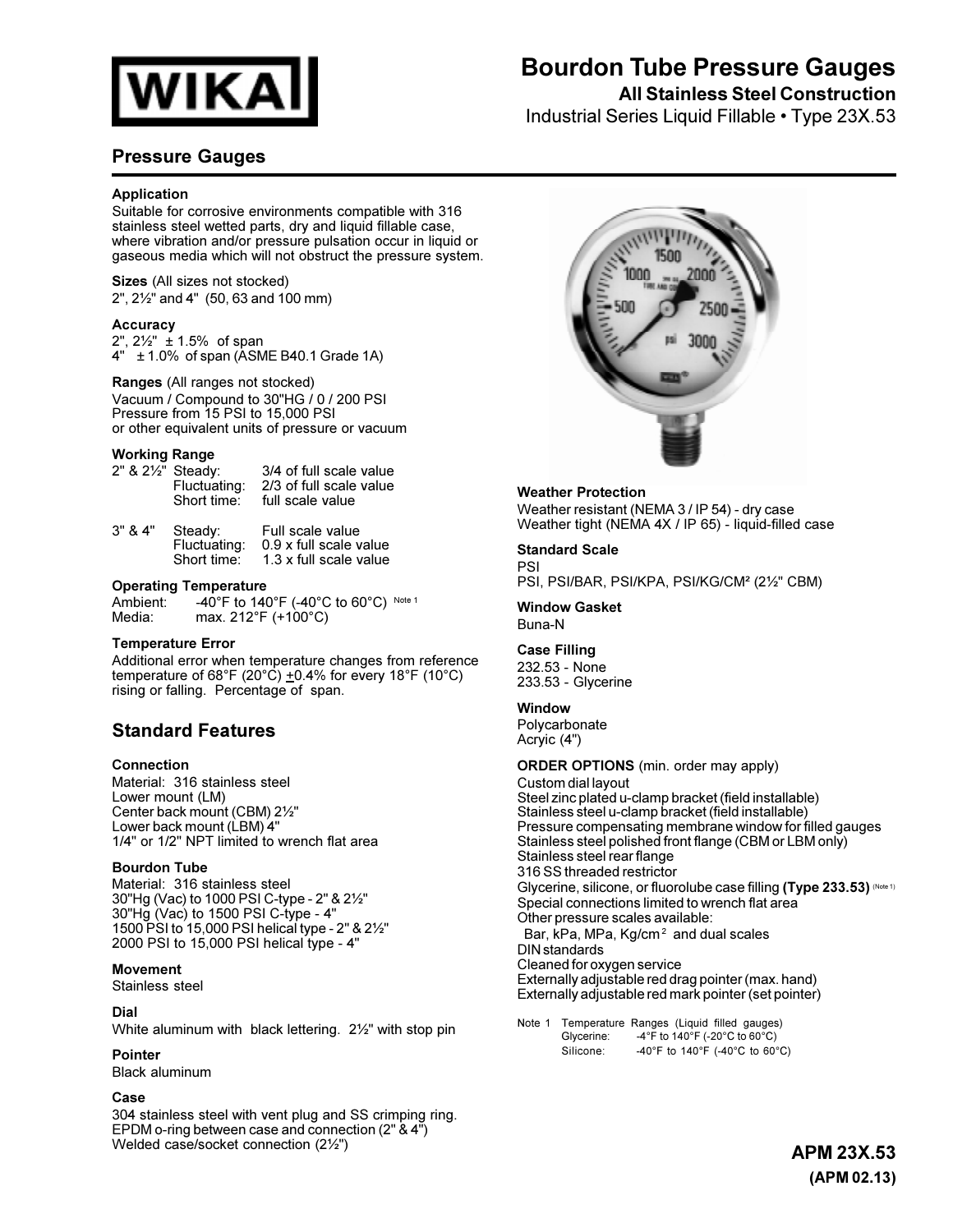# Bourdon Tube Pressure Gauges

## All Stainless Steel Construction

Industrial Series Liquid Fillable • Type 23X.53

## Pressure Gauges

**Application**

Suitable for corrosive environments compatible with 316 stainless steel wetted parts, dry and liquid fillable case, where vibration and/or pressure pulsation occur in liquid or gaseous media which will not obstruct the pressure system.

**Sizes** (All sizes not stocked)

2", 2½" and 4" (50, 63 and 100 mm)

**Accuracy**

2", 2½" ± 1.5% of span
4" ± 1.0% of span (ASME B40.1 Grade 1A)

**Ranges** (All ranges not stocked)

Vacuum / Compound to 30"HG / 0 / 200 PSI
Pressure from 15 PSI to 15,000 PSI
or other equivalent units of pressure or vacuum

**Working Range**

| | | |
|---|---|---|
| 2" & 2½" | Steady: | 3/4 of full scale value |
| | Fluctuating: | 2/3 of full scale value |
| | Short time: | full scale value |
| 3" & 4" | Steady: | Full scale value |
| | Fluctuating: | 0.9 x full scale value |
| | Short time: | 1.3 x full scale value |

**Operating Temperature**

Ambient: -40°F to 140°F (-40°C to 60°C) Note 1
Media: max. 212°F (+100°C)

**Temperature Error**

Additional error when temperature changes from reference temperature of 68°F (20°C) ±0.4% for every 18°F (10°C) rising or falling. Percentage of span.

**Weather Protection**

Weather resistant (NEMA 3 / IP 54) - dry case
Weather tight (NEMA 4X / IP 65) - liquid-filled case

**Standard Scale**

PSI
PSI, PSI/BAR, PSI/KPA, PSI/KG/CM² (2½" CBM)

**Window Gasket**

Buna-N

**Case Filling**

232.53 - None
233.53 - Glycerine

**Window**

Polycarbonate
Acryic (4")

## Standard Features

**Connection**

Material: 316 stainless steel
Lower mount (LM)
Center back mount (CBM) 2½"
Lower back mount (LBM) 4"
1/4" or 1/2" NPT limited to wrench flat area

**Bourdon Tube**

Material: 316 stainless steel
30"Hg (Vac) to 1000 PSI C-type - 2" & 2½"
30"Hg (Vac) to 1500 PSI C-type - 4"
1500 PSI to 15,000 PSI helical type - 2" & 2½"
2000 PSI to 15,000 PSI helical type - 4"

**Movement**

Stainless steel

**Dial**

White aluminum with black lettering. 2½" with stop pin

**Pointer**

Black aluminum

**Case**

304 stainless steel with vent plug and SS crimping ring.
EPDM o-ring between case and connection (2" & 4")
Welded case/socket connection (2½")

**ORDER OPTIONS** (min. order may apply)

Custom dial layout
Steel zinc plated u-clamp bracket (field installable)
Stainless steel u-clamp bracket (field installable)
Pressure compensating membrane window for filled gauges
Stainless steel polished front flange (CBM or LBM only)
Stainless steel rear flange
316 SS threaded restrictor
Glycerine, silicone, or fluorolube case filling **(Type 233.53)** (Note 1)
Special connections limited to wrench flat area
Other pressure scales available:
Bar, kPa, MPa, Kg/cm² and dual scales
DIN standards
Cleaned for oxygen service
Externally adjustable red drag pointer (max. hand)
Externally adjustable red mark pointer (set pointer)

Note 1 Temperature Ranges (Liquid filled gauges)
Glycerine: -4°F to 140°F (-20°C to 60°C)
Silicone: -40°F to 140°F (-40°C to 60°C)

**APM 23X.53**
**(APM 02.13)**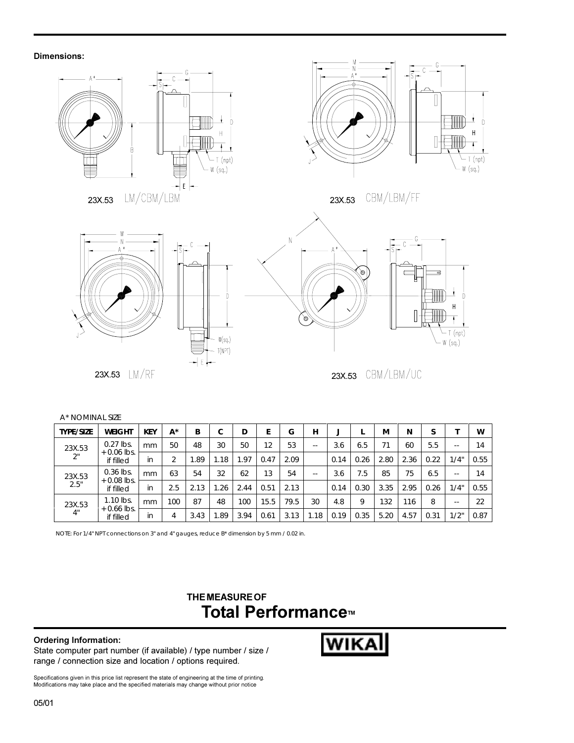**Dimensions:**

23X.53 LM/CBM/LBM

23X.53 CBM/LBM/FF

23X.53 LM/RF

23X.53 CBM/LBM/UC

A* NOMINAL SIZE

| TYPE/SIZE | WEIGHT | KEY | A* | B | C | D | E | G | H | J | L | M | N | S | T | W |
|---|---|---|---|---|---|---|---|---|---|---|---|---|---|---|---|---|
| 23X.53 2" | 0.27 lbs. + 0.06 lbs. if filled | mm | 50 | 48 | 30 | 50 | 12 | 53 | -- | 3.6 | 6.5 | 71 | 60 | 5.5 | -- | 14 |
| | | in | 2 | 1.89 | 1.18 | 1.97 | 0.47 | 2.09 | | 0.14 | 0.26 | 2.80 | 2.36 | 0.22 | 1/4" | 0.55 |
| 23X.53 2.5" | 0.36 lbs. + 0.08 lbs. if filled | mm | 63 | 54 | 32 | 62 | 13 | 54 | -- | 3.6 | 7.5 | 85 | 75 | 6.5 | -- | 14 |
| | | in | 2.5 | 2.13 | 1.26 | 2.44 | 0.51 | 2.13 | | 0.14 | 0.30 | 3.35 | 2.95 | 0.26 | 1/4" | 0.55 |
| 23X.53 4" | 1.10 lbs. + 0.66 lbs. if filled | mm | 100 | 87 | 48 | 100 | 15.5 | 79.5 | 30 | 4.8 | 9 | 132 | 116 | 8 | -- | 22 |
| | | in | 4 | 3.43 | 1.89 | 3.94 | 0.61 | 3.13 | 1.18 | 0.19 | 0.35 | 5.20 | 4.57 | 0.31 | 1/2" | 0.87 |

NOTE: For 1/4" NPT connections on 3" and 4" gauges, reduce B* dimension by 5 mm / 0.02 in.

**THE MEASURE OF**
**Total Performance™**

**Ordering Information:**
State computer part number (if available) / type number / size / range / connection size and location / options required.

WIKA

Specifications given in this price list represent the state of engineering at the time of printing.
Modifications may take place and the specified materials may change without prior notice

05/01